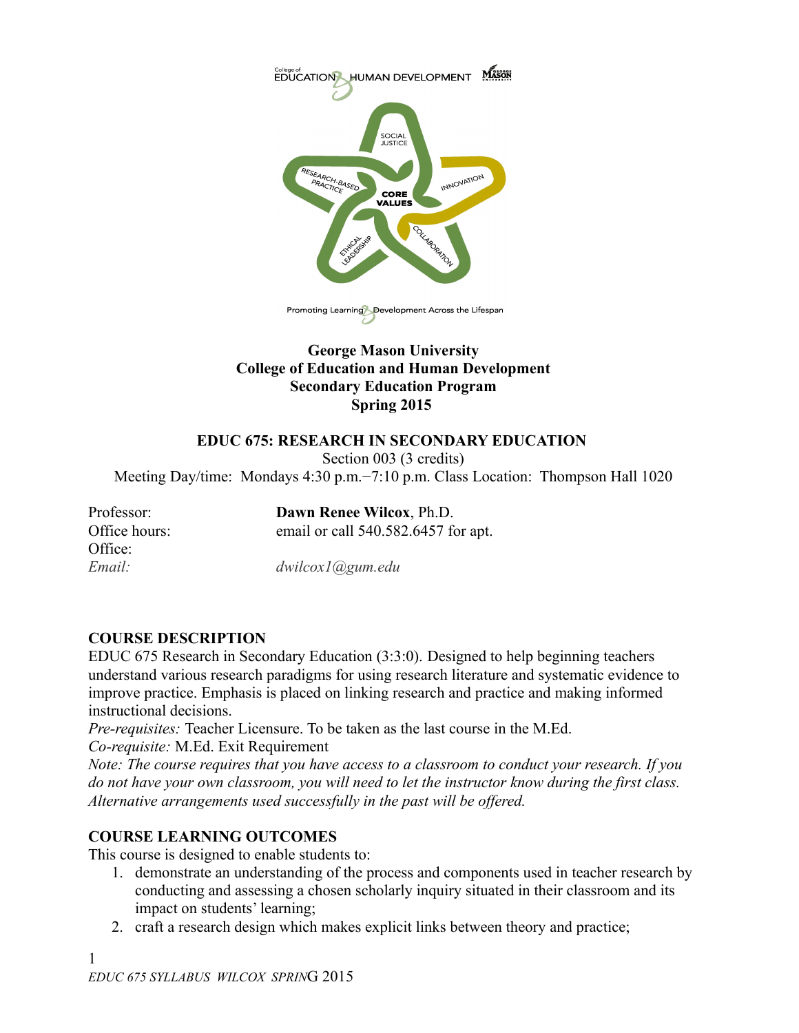**George Mason University**
**College of Education and Human Development**
**Secondary Education Program**
**Spring 2015**

**EDUC 675: RESEARCH IN SECONDARY EDUCATION**

Section 003 (3 credits)

Meeting Day/time: Mondays 4:30 p.m.−7:10 p.m. Class Location: Thompson Hall 1020

Professor: **Dawn Renee Wilcox**, Ph.D.
Office hours: email or call 540.582.6457 for apt.
Office:
*Email:* *dwilcox1@gum.edu*

## COURSE DESCRIPTION

EDUC 675 Research in Secondary Education (3:3:0). Designed to help beginning teachers understand various research paradigms for using research literature and systematic evidence to improve practice. Emphasis is placed on linking research and practice and making informed instructional decisions.

*Pre-requisites:* Teacher Licensure. To be taken as the last course in the M.Ed.

*Co-requisite:* M.Ed. Exit Requirement

*Note: The course requires that you have access to a classroom to conduct your research. If you do not have your own classroom, you will need to let the instructor know during the first class. Alternative arrangements used successfully in the past will be offered.*

## COURSE LEARNING OUTCOMES

This course is designed to enable students to:

1. demonstrate an understanding of the process and components used in teacher research by conducting and assessing a chosen scholarly inquiry situated in their classroom and its impact on students' learning;
2. craft a research design which makes explicit links between theory and practice;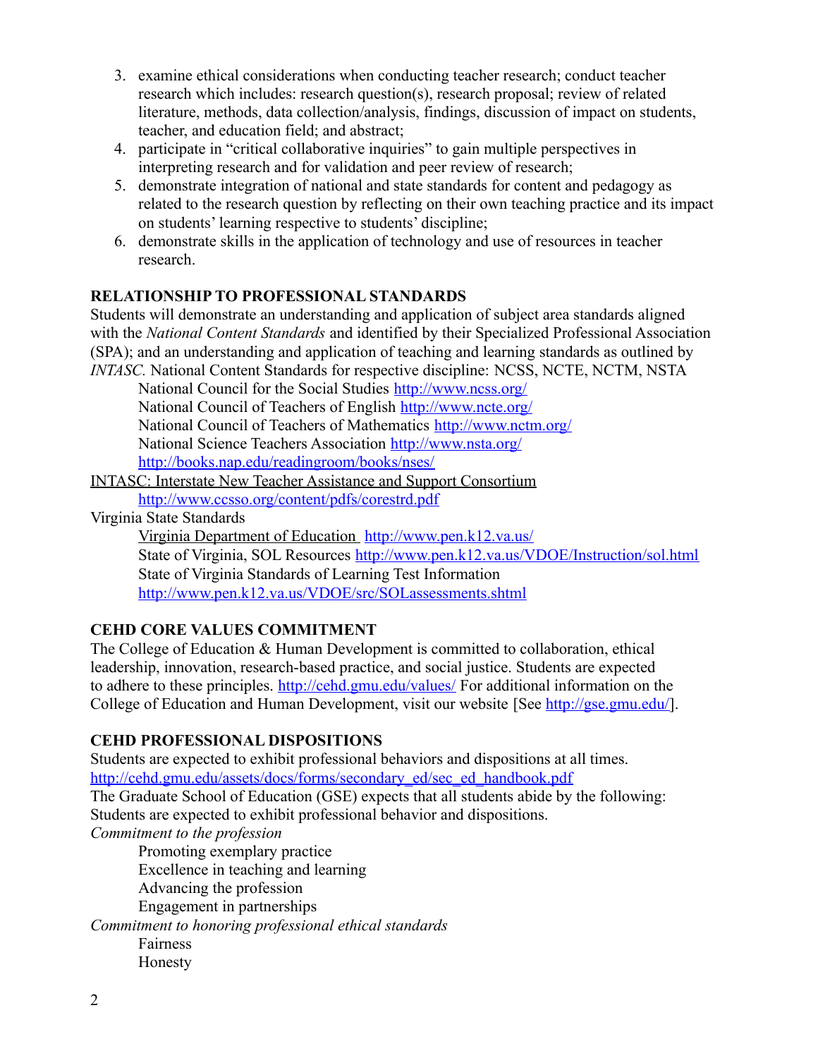3. examine ethical considerations when conducting teacher research; conduct teacher research which includes: research question(s), research proposal; review of related literature, methods, data collection/analysis, findings, discussion of impact on students, teacher, and education field; and abstract;
4. participate in "critical collaborative inquiries" to gain multiple perspectives in interpreting research and for validation and peer review of research;
5. demonstrate integration of national and state standards for content and pedagogy as related to the research question by reflecting on their own teaching practice and its impact on students' learning respective to students' discipline;
6. demonstrate skills in the application of technology and use of resources in teacher research.

**RELATIONSHIP TO PROFESSIONAL STANDARDS**

Students will demonstrate an understanding and application of subject area standards aligned with the *National Content Standards* and identified by their Specialized Professional Association (SPA); and an understanding and application of teaching and learning standards as outlined by *INTASC.* National Content Standards for respective discipline: NCSS, NCTE, NCTM, NSTA

National Council for the Social Studies http://www.ncss.org/
National Council of Teachers of English http://www.ncte.org/
National Council of Teachers of Mathematics http://www.nctm.org/
National Science Teachers Association http://www.nsta.org/
http://books.nap.edu/readingroom/books/nses/

INTASC: Interstate New Teacher Assistance and Support Consortium
http://www.ccsso.org/content/pdfs/corestrd.pdf

Virginia State Standards
Virginia Department of Education http://www.pen.k12.va.us/
State of Virginia, SOL Resources http://www.pen.k12.va.us/VDOE/Instruction/sol.html
State of Virginia Standards of Learning Test Information
http://www.pen.k12.va.us/VDOE/src/SOLassessments.shtml

**CEHD CORE VALUES COMMITMENT**

The College of Education & Human Development is committed to collaboration, ethical leadership, innovation, research-based practice, and social justice. Students are expected to adhere to these principles. http://cehd.gmu.edu/values/ For additional information on the College of Education and Human Development, visit our website [See http://gse.gmu.edu/].

**CEHD PROFESSIONAL DISPOSITIONS**

Students are expected to exhibit professional behaviors and dispositions at all times.
http://cehd.gmu.edu/assets/docs/forms/secondary_ed/sec_ed_handbook.pdf
The Graduate School of Education (GSE) expects that all students abide by the following:
Students are expected to exhibit professional behavior and dispositions.

*Commitment to the profession*
Promoting exemplary practice
Excellence in teaching and learning
Advancing the profession
Engagement in partnerships

*Commitment to honoring professional ethical standards*
Fairness
Honesty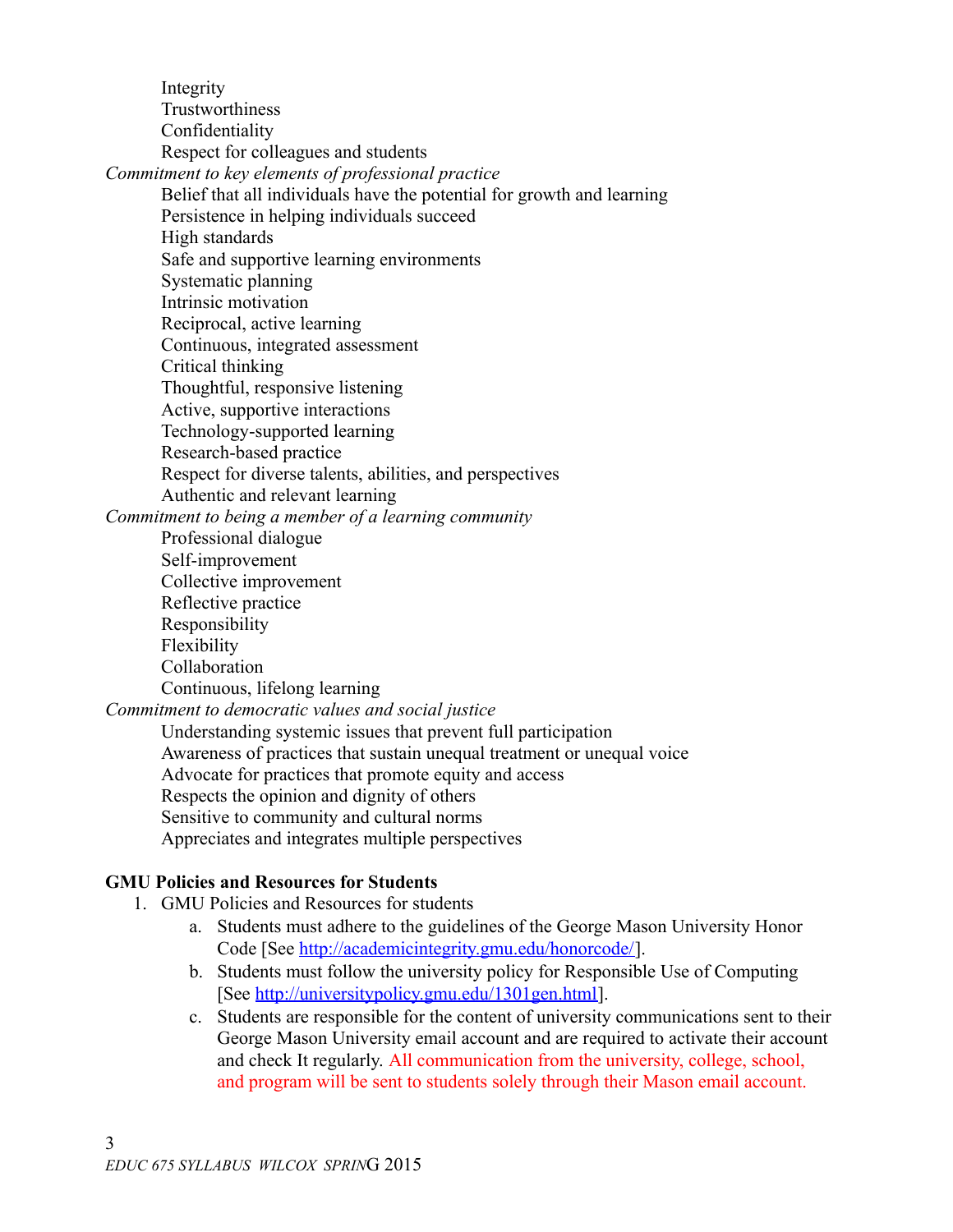- Integrity
- Trustworthiness
- Confidentiality
- Respect for colleagues and students

*Commitment to key elements of professional practice*

- Belief that all individuals have the potential for growth and learning
- Persistence in helping individuals succeed
- High standards
- Safe and supportive learning environments
- Systematic planning
- Intrinsic motivation
- Reciprocal, active learning
- Continuous, integrated assessment
- Critical thinking
- Thoughtful, responsive listening
- Active, supportive interactions
- Technology-supported learning
- Research-based practice
- Respect for diverse talents, abilities, and perspectives
- Authentic and relevant learning

*Commitment to being a member of a learning community*

- Professional dialogue
- Self-improvement
- Collective improvement
- Reflective practice
- Responsibility
- Flexibility
- Collaboration
- Continuous, lifelong learning

*Commitment to democratic values and social justice*

- Understanding systemic issues that prevent full participation
- Awareness of practices that sustain unequal treatment or unequal voice
- Advocate for practices that promote equity and access
- Respects the opinion and dignity of others
- Sensitive to community and cultural norms
- Appreciates and integrates multiple perspectives

**GMU Policies and Resources for Students**

1. GMU Policies and Resources for students
   a. Students must adhere to the guidelines of the George Mason University Honor Code [See http://academicintegrity.gmu.edu/honorcode/].
   b. Students must follow the university policy for Responsible Use of Computing [See http://universitypolicy.gmu.edu/1301gen.html].
   c. Students are responsible for the content of university communications sent to their George Mason University email account and are required to activate their account and check It regularly. All communication from the university, college, school, and program will be sent to students solely through their Mason email account.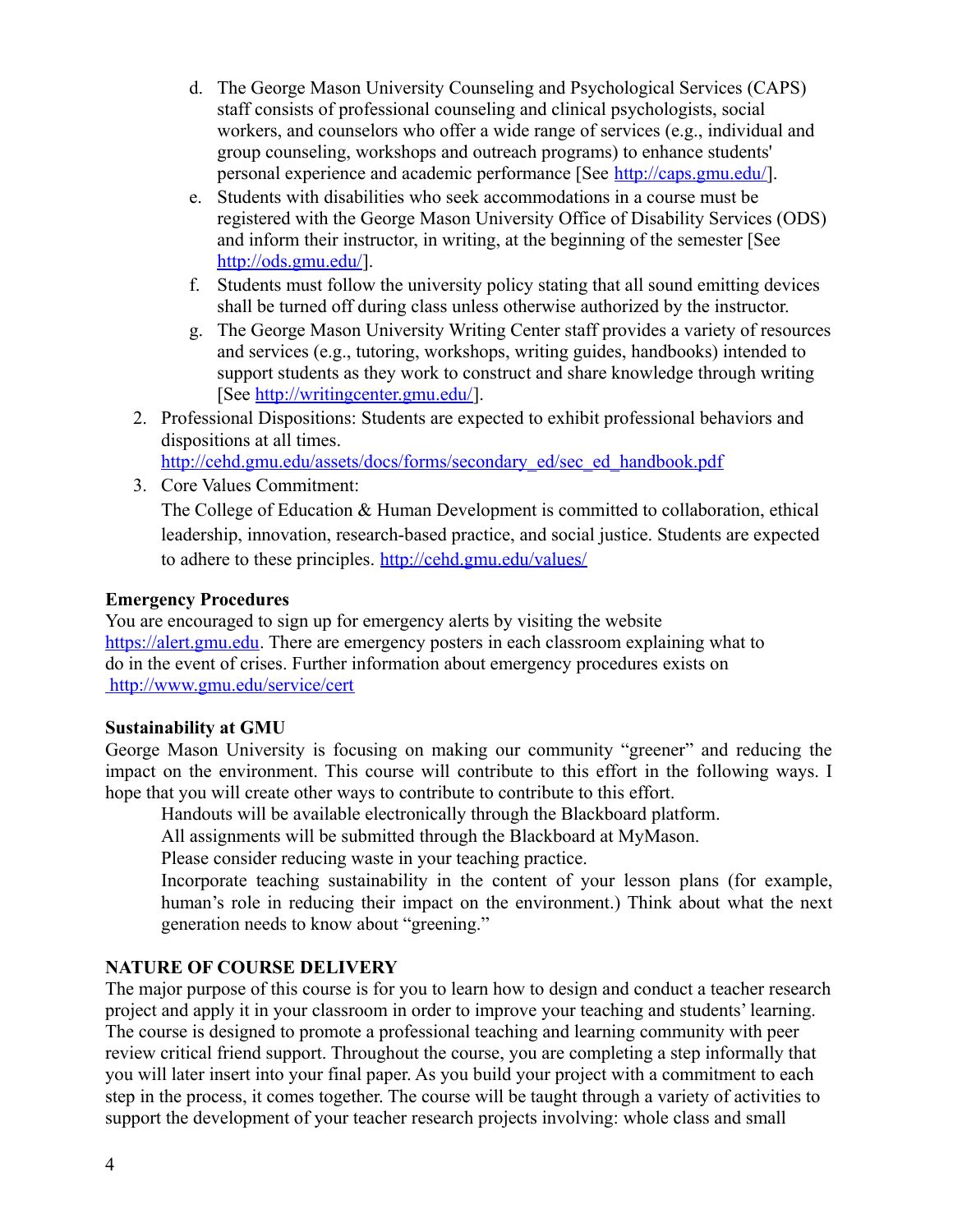d. The George Mason University Counseling and Psychological Services (CAPS) staff consists of professional counseling and clinical psychologists, social workers, and counselors who offer a wide range of services (e.g., individual and group counseling, workshops and outreach programs) to enhance students' personal experience and academic performance [See http://caps.gmu.edu/].
   e. Students with disabilities who seek accommodations in a course must be registered with the George Mason University Office of Disability Services (ODS) and inform their instructor, in writing, at the beginning of the semester [See http://ods.gmu.edu/].
   f. Students must follow the university policy stating that all sound emitting devices shall be turned off during class unless otherwise authorized by the instructor.
   g. The George Mason University Writing Center staff provides a variety of resources and services (e.g., tutoring, workshops, writing guides, handbooks) intended to support students as they work to construct and share knowledge through writing [See http://writingcenter.gmu.edu/].
2. Professional Dispositions: Students are expected to exhibit professional behaviors and dispositions at all times. http://cehd.gmu.edu/assets/docs/forms/secondary_ed/sec_ed_handbook.pdf
3. Core Values Commitment:
   The College of Education & Human Development is committed to collaboration, ethical leadership, innovation, research-based practice, and social justice. Students are expected to adhere to these principles. http://cehd.gmu.edu/values/

**Emergency Procedures**
You are encouraged to sign up for emergency alerts by visiting the website https://alert.gmu.edu. There are emergency posters in each classroom explaining what to do in the event of crises. Further information about emergency procedures exists on http://www.gmu.edu/service/cert

**Sustainability at GMU**
George Mason University is focusing on making our community "greener" and reducing the impact on the environment. This course will contribute to this effort in the following ways. I hope that you will create other ways to contribute to contribute to this effort.

Handouts will be available electronically through the Blackboard platform.
All assignments will be submitted through the Blackboard at MyMason.
Please consider reducing waste in your teaching practice.
Incorporate teaching sustainability in the content of your lesson plans (for example, human's role in reducing their impact on the environment.) Think about what the next generation needs to know about "greening."

**NATURE OF COURSE DELIVERY**
The major purpose of this course is for you to learn how to design and conduct a teacher research project and apply it in your classroom in order to improve your teaching and students' learning. The course is designed to promote a professional teaching and learning community with peer review critical friend support. Throughout the course, you are completing a step informally that you will later insert into your final paper. As you build your project with a commitment to each step in the process, it comes together. The course will be taught through a variety of activities to support the development of your teacher research projects involving: whole class and small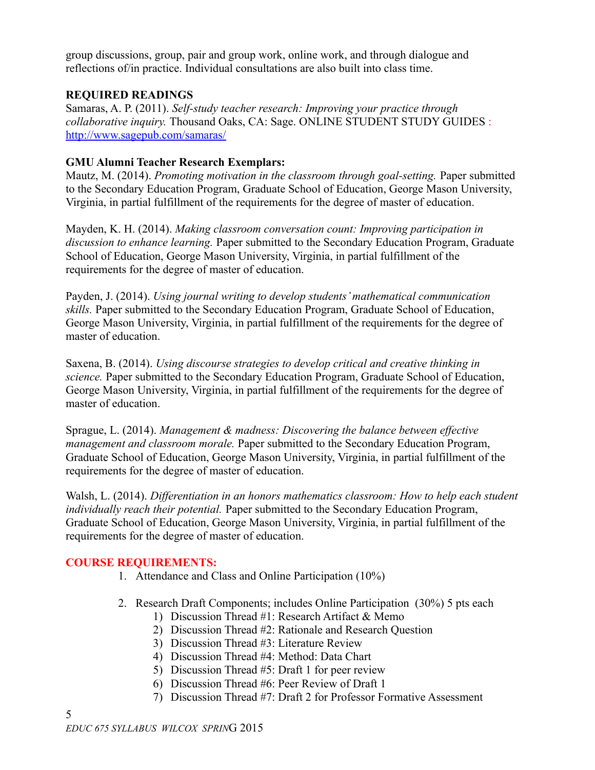group discussions, group, pair and group work, online work, and through dialogue and reflections of/in practice. Individual consultations are also built into class time.

**REQUIRED READINGS**

Samaras, A. P. (2011). *Self-study teacher research: Improving your practice through collaborative inquiry.* Thousand Oaks, CA: Sage. ONLINE STUDENT STUDY GUIDES : http://www.sagepub.com/samaras/

**GMU Alumni Teacher Research Exemplars:**

Mautz, M. (2014). *Promoting motivation in the classroom through goal-setting.* Paper submitted to the Secondary Education Program, Graduate School of Education, George Mason University, Virginia, in partial fulfillment of the requirements for the degree of master of education.

Mayden, K. H. (2014). *Making classroom conversation count: Improving participation in discussion to enhance learning.* Paper submitted to the Secondary Education Program, Graduate School of Education, George Mason University, Virginia, in partial fulfillment of the requirements for the degree of master of education.

Payden, J. (2014). *Using journal writing to develop students' mathematical communication skills.* Paper submitted to the Secondary Education Program, Graduate School of Education, George Mason University, Virginia, in partial fulfillment of the requirements for the degree of master of education.

Saxena, B. (2014). *Using discourse strategies to develop critical and creative thinking in science.* Paper submitted to the Secondary Education Program, Graduate School of Education, George Mason University, Virginia, in partial fulfillment of the requirements for the degree of master of education.

Sprague, L. (2014). *Management & madness: Discovering the balance between effective management and classroom morale.* Paper submitted to the Secondary Education Program, Graduate School of Education, George Mason University, Virginia, in partial fulfillment of the requirements for the degree of master of education.

Walsh, L. (2014). *Differentiation in an honors mathematics classroom: How to help each student individually reach their potential.* Paper submitted to the Secondary Education Program, Graduate School of Education, George Mason University, Virginia, in partial fulfillment of the requirements for the degree of master of education.

**COURSE REQUIREMENTS:**

1. Attendance and Class and Online Participation (10%)

2. Research Draft Components; includes Online Participation (30%) 5 pts each
   1) Discussion Thread #1: Research Artifact & Memo
   2) Discussion Thread #2: Rationale and Research Question
   3) Discussion Thread #3: Literature Review
   4) Discussion Thread #4: Method: Data Chart
   5) Discussion Thread #5: Draft 1 for peer review
   6) Discussion Thread #6: Peer Review of Draft 1
   7) Discussion Thread #7: Draft 2 for Professor Formative Assessment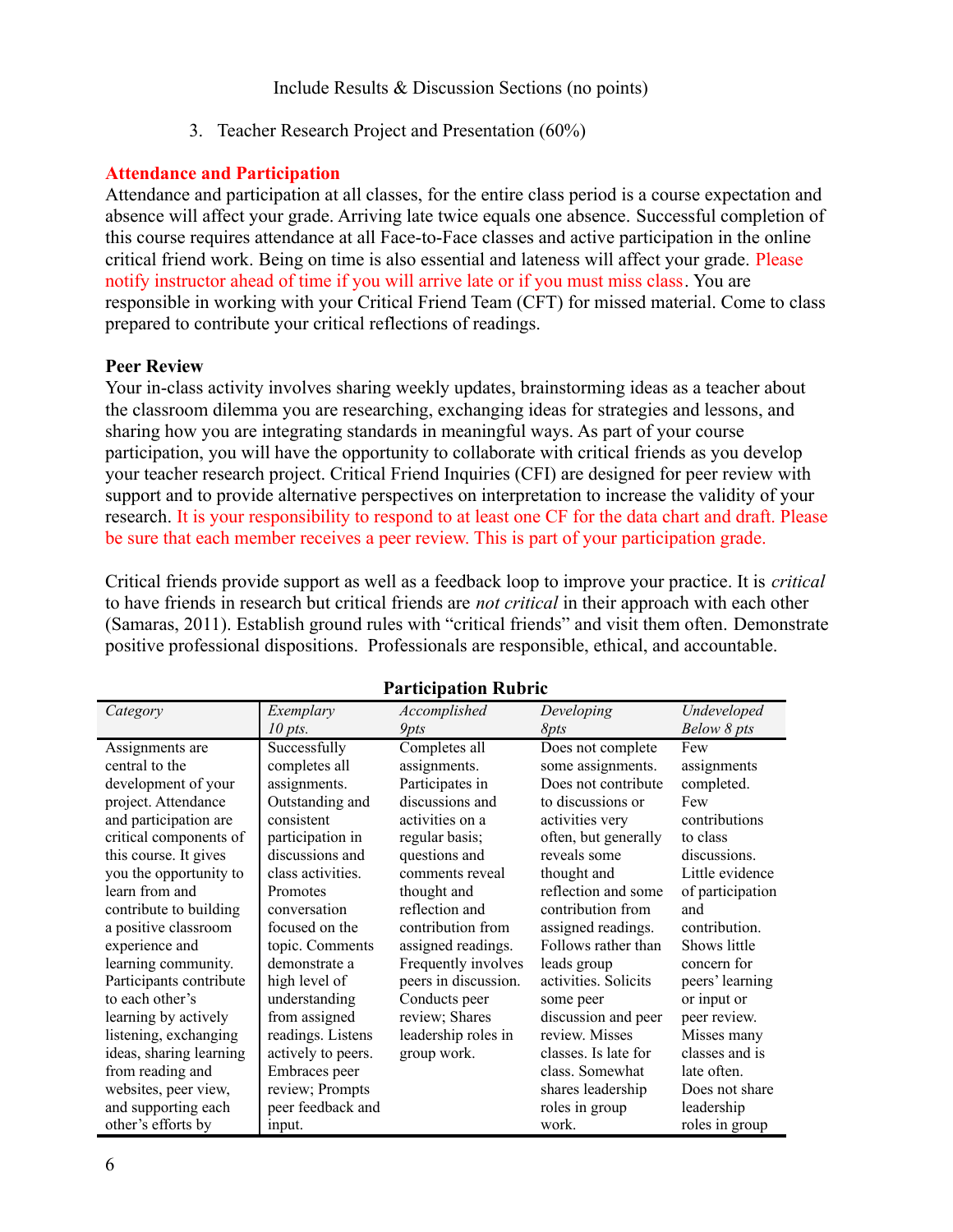Include Results & Discussion Sections (no points)

3. Teacher Research Project and Presentation (60%)

**Attendance and Participation**

Attendance and participation at all classes, for the entire class period is a course expectation and absence will affect your grade. Arriving late twice equals one absence. Successful completion of this course requires attendance at all Face-to-Face classes and active participation in the online critical friend work. Being on time is also essential and lateness will affect your grade. Please notify instructor ahead of time if you will arrive late or if you must miss class. You are responsible in working with your Critical Friend Team (CFT) for missed material. Come to class prepared to contribute your critical reflections of readings.

**Peer Review**

Your in-class activity involves sharing weekly updates, brainstorming ideas as a teacher about the classroom dilemma you are researching, exchanging ideas for strategies and lessons, and sharing how you are integrating standards in meaningful ways. As part of your course participation, you will have the opportunity to collaborate with critical friends as you develop your teacher research project. Critical Friend Inquiries (CFI) are designed for peer review with support and to provide alternative perspectives on interpretation to increase the validity of your research. It is your responsibility to respond to at least one CF for the data chart and draft. Please be sure that each member receives a peer review. This is part of your participation grade.

Critical friends provide support as well as a feedback loop to improve your practice. It is *critical* to have friends in research but critical friends are *not critical* in their approach with each other (Samaras, 2011). Establish ground rules with "critical friends" and visit them often. Demonstrate positive professional dispositions. Professionals are responsible, ethical, and accountable.

**Participation Rubric**

| *Category* | *Exemplary 10 pts.* | *Accomplished 9pts* | *Developing 8pts* | *Undeveloped Below 8 pts* |
|---|---|---|---|---|
| Assignments are central to the development of your project. Attendance and participation are critical components of this course. It gives you the opportunity to learn from and contribute to building a positive classroom experience and learning community. Participants contribute to each other's learning by actively listening, exchanging ideas, sharing learning from reading and websites, peer view, and supporting each other's efforts by | Successfully completes all assignments. Outstanding and consistent participation in discussions and class activities. Promotes conversation focused on the topic. Comments demonstrate a high level of understanding from assigned readings. Listens actively to peers. Embraces peer review; Prompts peer feedback and input. | Completes all assignments. Participates in discussions and activities on a regular basis; questions and comments reveal thought and reflection and contribution from assigned readings. Frequently involves peers in discussion. Conducts peer review; Shares leadership roles in group work. | Does not complete some assignments. Does not contribute to discussions or activities very often, but generally reveals some thought and reflection and some contribution from assigned readings. Follows rather than leads group activities. Solicits some peer discussion and peer review. Misses classes. Is late for class. Somewhat shares leadership roles in group work. | Few assignments completed. Few contributions to class discussions. Little evidence of participation and contribution. Shows little concern for peers' learning or input or peer review. Misses many classes and is late often. Does not share leadership roles in group |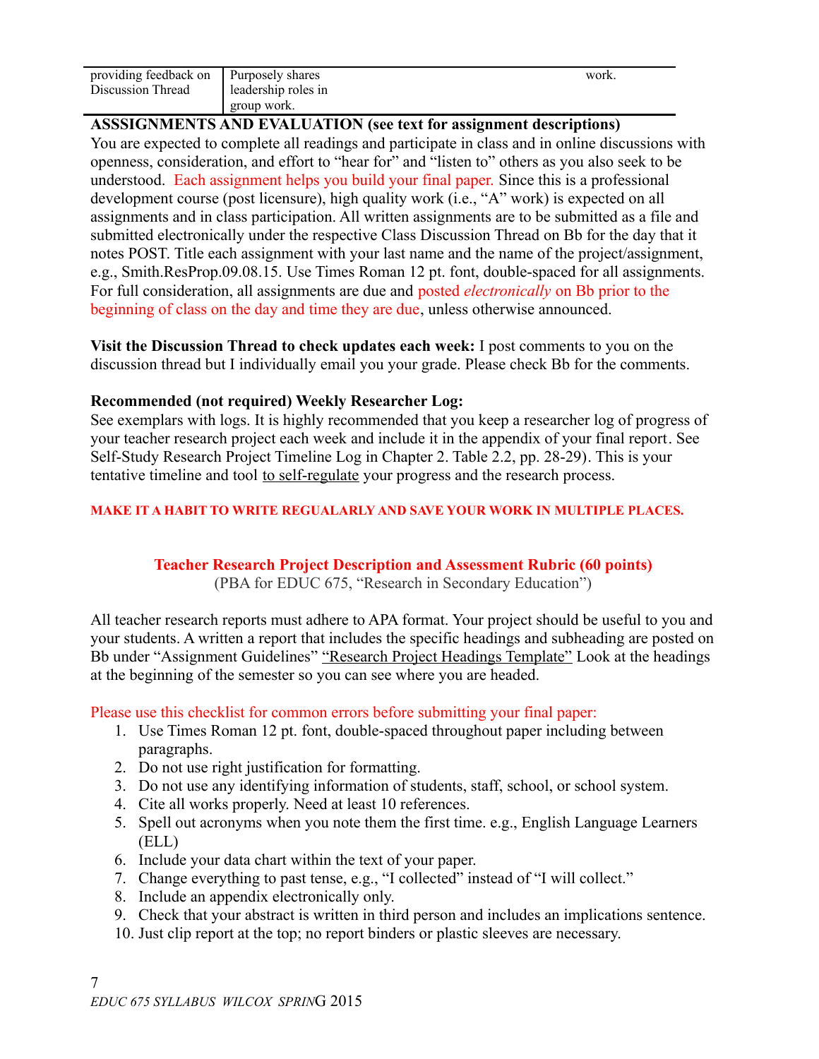| providing feedback on Discussion Thread | Purposely shares leadership roles in group work. | work. |
|---|---|---|

**ASSSIGNMENTS AND EVALUATION (see text for assignment descriptions)**

You are expected to complete all readings and participate in class and in online discussions with openness, consideration, and effort to "hear for" and "listen to" others as you also seek to be understood. Each assignment helps you build your final paper. Since this is a professional development course (post licensure), high quality work (i.e., "A" work) is expected on all assignments and in class participation. All written assignments are to be submitted as a file and submitted electronically under the respective Class Discussion Thread on Bb for the day that it notes POST. Title each assignment with your last name and the name of the project/assignment, e.g., Smith.ResProp.09.08.15. Use Times Roman 12 pt. font, double-spaced for all assignments. For full consideration, all assignments are due and posted *electronically* on Bb prior to the beginning of class on the day and time they are due, unless otherwise announced.

**Visit the Discussion Thread to check updates each week:** I post comments to you on the discussion thread but I individually email you your grade. Please check Bb for the comments.

**Recommended (not required) Weekly Researcher Log:**

See exemplars with logs. It is highly recommended that you keep a researcher log of progress of your teacher research project each week and include it in the appendix of your final report. See Self-Study Research Project Timeline Log in Chapter 2. Table 2.2, pp. 28-29). This is your tentative timeline and tool to self-regulate your progress and the research process.

**MAKE IT A HABIT TO WRITE REGUALARLY AND SAVE YOUR WORK IN MULTIPLE PLACES.**

## Teacher Research Project Description and Assessment Rubric (60 points)

(PBA for EDUC 675, "Research in Secondary Education")

All teacher research reports must adhere to APA format. Your project should be useful to you and your students. A written a report that includes the specific headings and subheading are posted on Bb under "Assignment Guidelines" "Research Project Headings Template" Look at the headings at the beginning of the semester so you can see where you are headed.

Please use this checklist for common errors before submitting your final paper:

1. Use Times Roman 12 pt. font, double-spaced throughout paper including between paragraphs.
2. Do not use right justification for formatting.
3. Do not use any identifying information of students, staff, school, or school system.
4. Cite all works properly. Need at least 10 references.
5. Spell out acronyms when you note them the first time. e.g., English Language Learners (ELL)
6. Include your data chart within the text of your paper.
7. Change everything to past tense, e.g., "I collected" instead of "I will collect."
8. Include an appendix electronically only.
9. Check that your abstract is written in third person and includes an implications sentence.
10. Just clip report at the top; no report binders or plastic sleeves are necessary.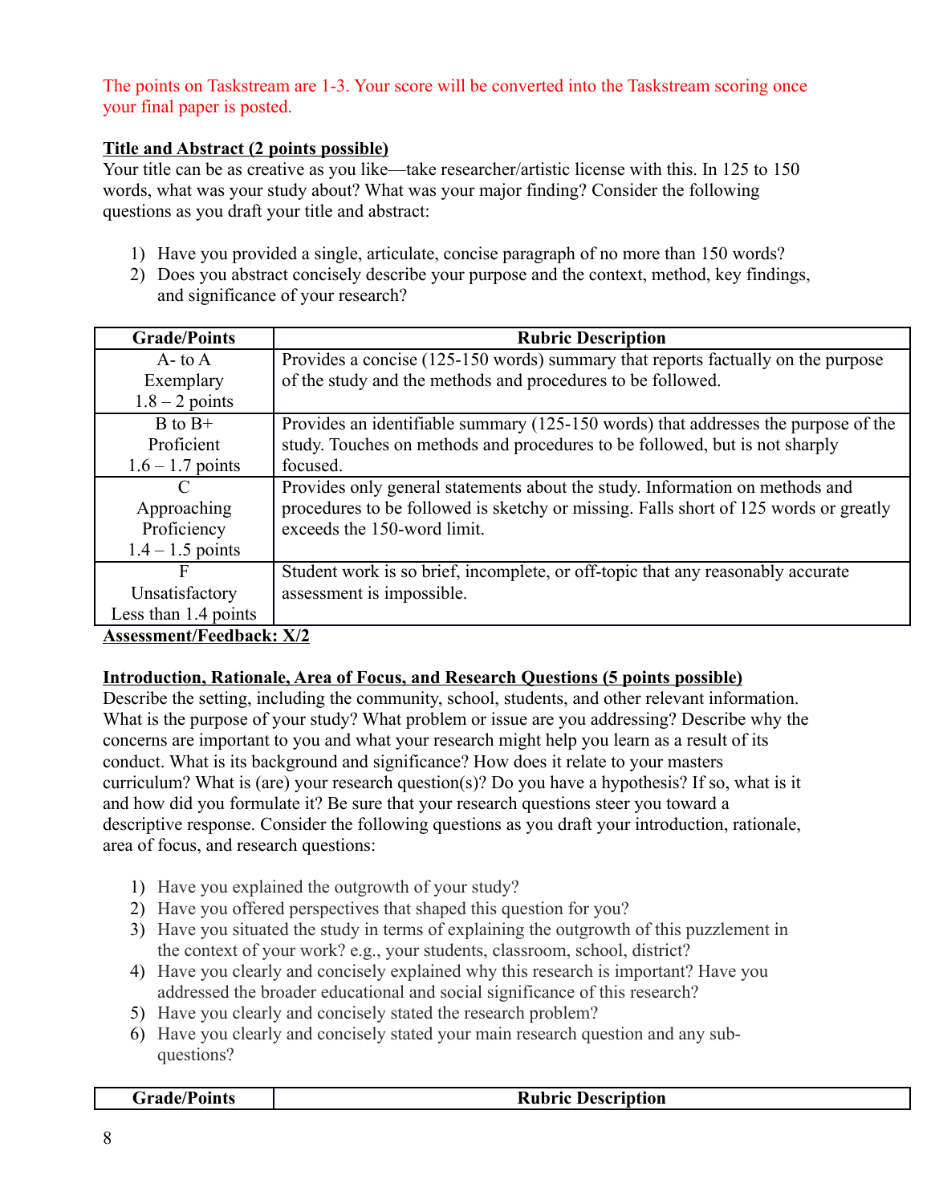The points on Taskstream are 1-3. Your score will be converted into the Taskstream scoring once your final paper is posted.

**Title and Abstract (2 points possible)**

Your title can be as creative as you like—take researcher/artistic license with this. In 125 to 150 words, what was your study about? What was your major finding? Consider the following questions as you draft your title and abstract:

1) Have you provided a single, articulate, concise paragraph of no more than 150 words?
2) Does you abstract concisely describe your purpose and the context, method, key findings, and significance of your research?

| Grade/Points | Rubric Description |
|---|---|
| A- to A<br>Exemplary<br>1.8 – 2 points | Provides a concise (125-150 words) summary that reports factually on the purpose of the study and the methods and procedures to be followed. |
| B to B+<br>Proficient<br>1.6 – 1.7 points | Provides an identifiable summary (125-150 words) that addresses the purpose of the study. Touches on methods and procedures to be followed, but is not sharply focused. |
| C<br>Approaching Proficiency<br>1.4 – 1.5 points | Provides only general statements about the study. Information on methods and procedures to be followed is sketchy or missing. Falls short of 125 words or greatly exceeds the 150-word limit. |
| F<br>Unsatisfactory<br>Less than 1.4 points | Student work is so brief, incomplete, or off-topic that any reasonably accurate assessment is impossible. |

**Assessment/Feedback: X/2**

**Introduction, Rationale, Area of Focus, and Research Questions (5 points possible)**

Describe the setting, including the community, school, students, and other relevant information. What is the purpose of your study? What problem or issue are you addressing? Describe why the concerns are important to you and what your research might help you learn as a result of its conduct. What is its background and significance? How does it relate to your masters curriculum? What is (are) your research question(s)? Do you have a hypothesis? If so, what is it and how did you formulate it? Be sure that your research questions steer you toward a descriptive response. Consider the following questions as you draft your introduction, rationale, area of focus, and research questions:

1) Have you explained the outgrowth of your study?
2) Have you offered perspectives that shaped this question for you?
3) Have you situated the study in terms of explaining the outgrowth of this puzzlement in the context of your work? e.g., your students, classroom, school, district?
4) Have you clearly and concisely explained why this research is important? Have you addressed the broader educational and social significance of this research?
5) Have you clearly and concisely stated the research problem?
6) Have you clearly and concisely stated your main research question and any sub-questions?

| Grade/Points | Rubric Description |
|---|---|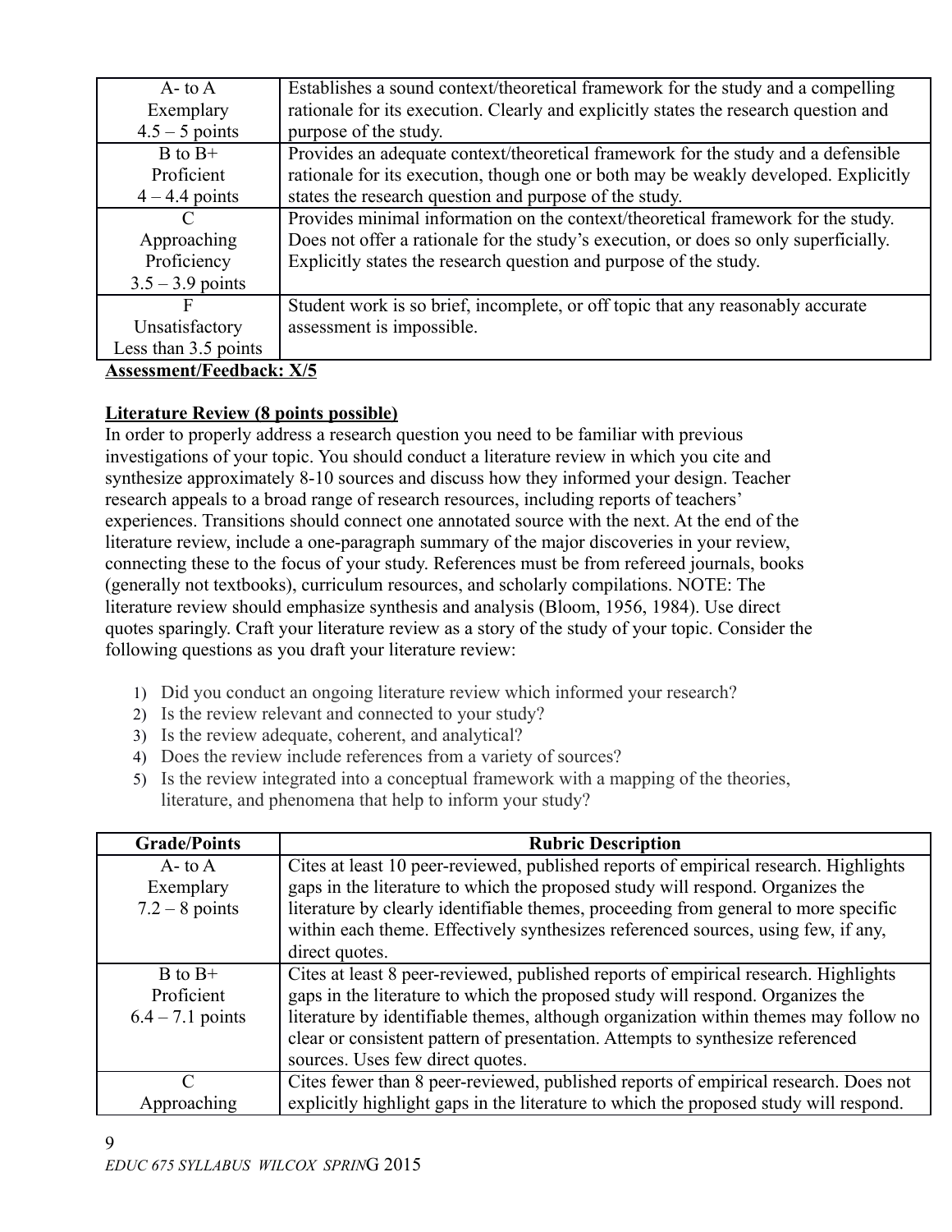| | |
|---|---|
| A- to A<br>Exemplary<br>4.5 – 5 points | Establishes a sound context/theoretical framework for the study and a compelling rationale for its execution. Clearly and explicitly states the research question and purpose of the study. |
| B to B+<br>Proficient<br>4 – 4.4 points | Provides an adequate context/theoretical framework for the study and a defensible rationale for its execution, though one or both may be weakly developed. Explicitly states the research question and purpose of the study. |
| C<br>Approaching Proficiency<br>3.5 – 3.9 points | Provides minimal information on the context/theoretical framework for the study. Does not offer a rationale for the study's execution, or does so only superficially. Explicitly states the research question and purpose of the study. |
| F<br>Unsatisfactory<br>Less than 3.5 points | Student work is so brief, incomplete, or off topic that any reasonably accurate assessment is impossible. |

**Assessment/Feedback: X/5**

**Literature Review (8 points possible)**

In order to properly address a research question you need to be familiar with previous investigations of your topic. You should conduct a literature review in which you cite and synthesize approximately 8-10 sources and discuss how they informed your design. Teacher research appeals to a broad range of research resources, including reports of teachers' experiences. Transitions should connect one annotated source with the next. At the end of the literature review, include a one-paragraph summary of the major discoveries in your review, connecting these to the focus of your study. References must be from refereed journals, books (generally not textbooks), curriculum resources, and scholarly compilations. NOTE: The literature review should emphasize synthesis and analysis (Bloom, 1956, 1984). Use direct quotes sparingly. Craft your literature review as a story of the study of your topic. Consider the following questions as you draft your literature review:

1) Did you conduct an ongoing literature review which informed your research?
2) Is the review relevant and connected to your study?
3) Is the review adequate, coherent, and analytical?
4) Does the review include references from a variety of sources?
5) Is the review integrated into a conceptual framework with a mapping of the theories, literature, and phenomena that help to inform your study?

| Grade/Points | Rubric Description |
|---|---|
| A- to A<br>Exemplary<br>7.2 – 8 points | Cites at least 10 peer-reviewed, published reports of empirical research. Highlights gaps in the literature to which the proposed study will respond. Organizes the literature by clearly identifiable themes, proceeding from general to more specific within each theme. Effectively synthesizes referenced sources, using few, if any, direct quotes. |
| B to B+<br>Proficient<br>6.4 – 7.1 points | Cites at least 8 peer-reviewed, published reports of empirical research. Highlights gaps in the literature to which the proposed study will respond. Organizes the literature by identifiable themes, although organization within themes may follow no clear or consistent pattern of presentation. Attempts to synthesize referenced sources. Uses few direct quotes. |
| C<br>Approaching | Cites fewer than 8 peer-reviewed, published reports of empirical research. Does not explicitly highlight gaps in the literature to which the proposed study will respond. |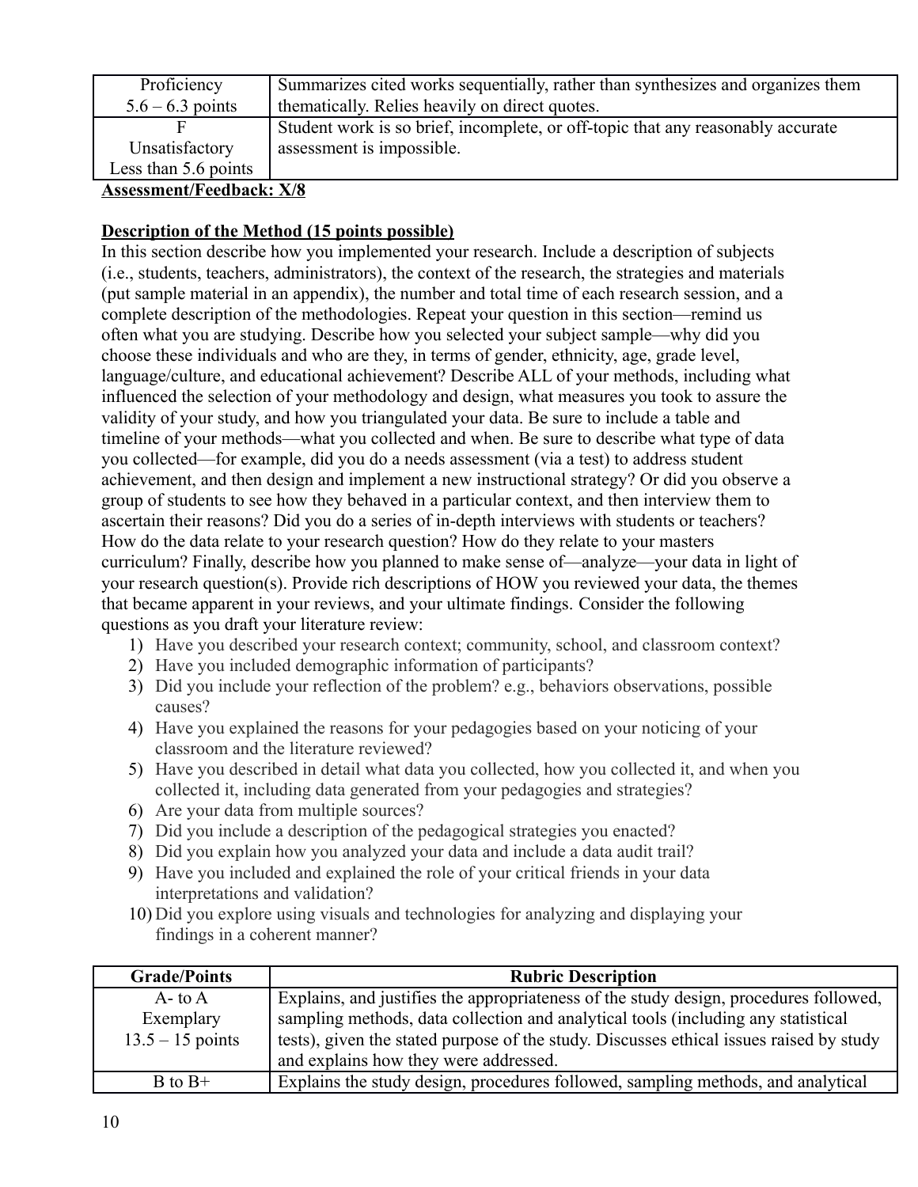| | |
|---|---|
| Proficiency<br>5.6 – 6.3 points | Summarizes cited works sequentially, rather than synthesizes and organizes them thematically. Relies heavily on direct quotes. |
| F<br>Unsatisfactory<br>Less than 5.6 points | Student work is so brief, incomplete, or off-topic that any reasonably accurate assessment is impossible. |

**Assessment/Feedback: X/8**

**Description of the Method (15 points possible)**

In this section describe how you implemented your research. Include a description of subjects (i.e., students, teachers, administrators), the context of the research, the strategies and materials (put sample material in an appendix), the number and total time of each research session, and a complete description of the methodologies. Repeat your question in this section—remind us often what you are studying. Describe how you selected your subject sample—why did you choose these individuals and who are they, in terms of gender, ethnicity, age, grade level, language/culture, and educational achievement? Describe ALL of your methods, including what influenced the selection of your methodology and design, what measures you took to assure the validity of your study, and how you triangulated your data. Be sure to include a table and timeline of your methods—what you collected and when. Be sure to describe what type of data you collected—for example, did you do a needs assessment (via a test) to address student achievement, and then design and implement a new instructional strategy? Or did you observe a group of students to see how they behaved in a particular context, and then interview them to ascertain their reasons? Did you do a series of in-depth interviews with students or teachers? How do the data relate to your research question? How do they relate to your masters curriculum? Finally, describe how you planned to make sense of—analyze—your data in light of your research question(s). Provide rich descriptions of HOW you reviewed your data, the themes that became apparent in your reviews, and your ultimate findings. Consider the following questions as you draft your literature review:

1) Have you described your research context; community, school, and classroom context?
2) Have you included demographic information of participants?
3) Did you include your reflection of the problem? e.g., behaviors observations, possible causes?
4) Have you explained the reasons for your pedagogies based on your noticing of your classroom and the literature reviewed?
5) Have you described in detail what data you collected, how you collected it, and when you collected it, including data generated from your pedagogies and strategies?
6) Are your data from multiple sources?
7) Did you include a description of the pedagogical strategies you enacted?
8) Did you explain how you analyzed your data and include a data audit trail?
9) Have you included and explained the role of your critical friends in your data interpretations and validation?
10) Did you explore using visuals and technologies for analyzing and displaying your findings in a coherent manner?

| Grade/Points | Rubric Description |
|---|---|
| A- to A<br>Exemplary<br>13.5 – 15 points | Explains, and justifies the appropriateness of the study design, procedures followed, sampling methods, data collection and analytical tools (including any statistical tests), given the stated purpose of the study. Discusses ethical issues raised by study and explains how they were addressed. |
| B to B+ | Explains the study design, procedures followed, sampling methods, and analytical |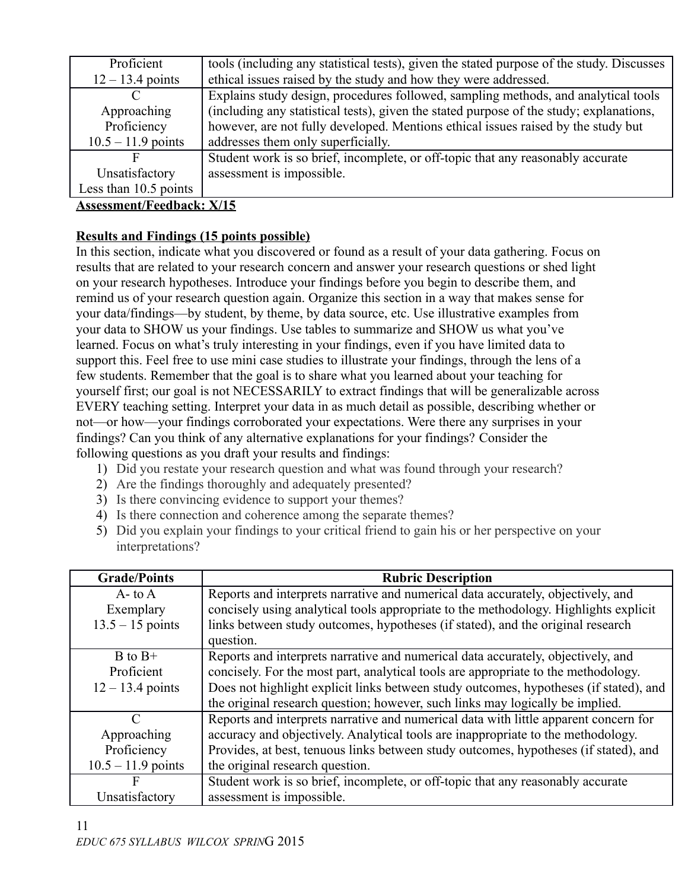| Grade/Points | Rubric Description |
|---|---|
| Proficient<br>12 – 13.4 points | tools (including any statistical tests), given the stated purpose of the study. Discusses ethical issues raised by the study and how they were addressed. |
| C<br>Approaching Proficiency<br>10.5 – 11.9 points | Explains study design, procedures followed, sampling methods, and analytical tools (including any statistical tests), given the stated purpose of the study; explanations, however, are not fully developed. Mentions ethical issues raised by the study but addresses them only superficially. |
| F<br>Unsatisfactory<br>Less than 10.5 points | Student work is so brief, incomplete, or off-topic that any reasonably accurate assessment is impossible. |

**Assessment/Feedback: X/15**

**Results and Findings (15 points possible)**

In this section, indicate what you discovered or found as a result of your data gathering. Focus on results that are related to your research concern and answer your research questions or shed light on your research hypotheses. Introduce your findings before you begin to describe them, and remind us of your research question again. Organize this section in a way that makes sense for your data/findings—by student, by theme, by data source, etc. Use illustrative examples from your data to SHOW us your findings. Use tables to summarize and SHOW us what you've learned. Focus on what's truly interesting in your findings, even if you have limited data to support this. Feel free to use mini case studies to illustrate your findings, through the lens of a few students. Remember that the goal is to share what you learned about your teaching for yourself first; our goal is not NECESSARILY to extract findings that will be generalizable across EVERY teaching setting. Interpret your data in as much detail as possible, describing whether or not—or how—your findings corroborated your expectations. Were there any surprises in your findings? Can you think of any alternative explanations for your findings? Consider the following questions as you draft your results and findings:

1) Did you restate your research question and what was found through your research?
2) Are the findings thoroughly and adequately presented?
3) Is there convincing evidence to support your themes?
4) Is there connection and coherence among the separate themes?
5) Did you explain your findings to your critical friend to gain his or her perspective on your interpretations?

| Grade/Points | Rubric Description |
|---|---|
| A- to A<br>Exemplary<br>13.5 – 15 points | Reports and interprets narrative and numerical data accurately, objectively, and concisely using analytical tools appropriate to the methodology. Highlights explicit links between study outcomes, hypotheses (if stated), and the original research question. |
| B to B+<br>Proficient<br>12 – 13.4 points | Reports and interprets narrative and numerical data accurately, objectively, and concisely. For the most part, analytical tools are appropriate to the methodology. Does not highlight explicit links between study outcomes, hypotheses (if stated), and the original research question; however, such links may logically be implied. |
| C<br>Approaching Proficiency<br>10.5 – 11.9 points | Reports and interprets narrative and numerical data with little apparent concern for accuracy and objectively. Analytical tools are inappropriate to the methodology. Provides, at best, tenuous links between study outcomes, hypotheses (if stated), and the original research question. |
| F<br>Unsatisfactory | Student work is so brief, incomplete, or off-topic that any reasonably accurate assessment is impossible. |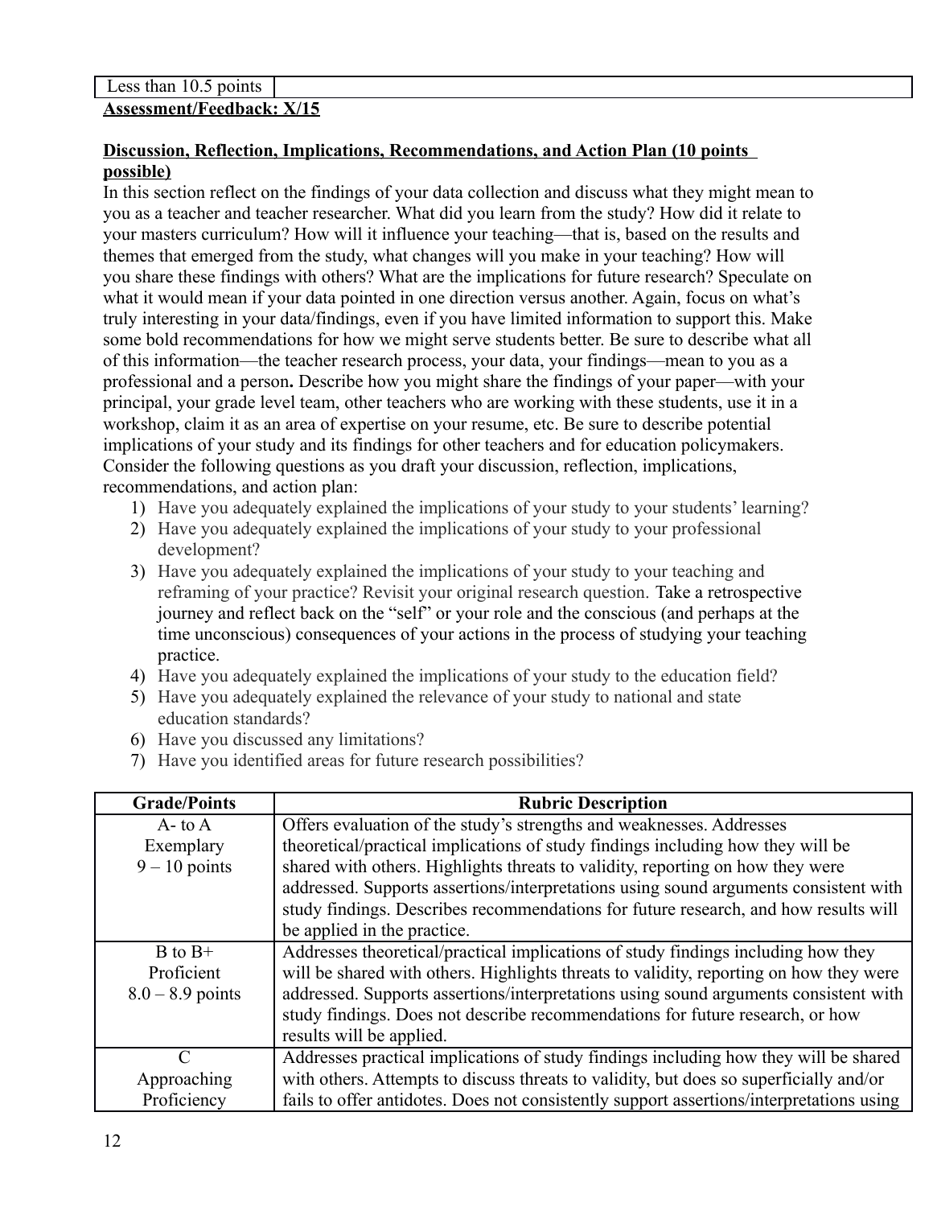| Less than 10.5 points | |
|---|---|

**Assessment/Feedback: X/15**

**Discussion, Reflection, Implications, Recommendations, and Action Plan (10 points possible)**

In this section reflect on the findings of your data collection and discuss what they might mean to you as a teacher and teacher researcher. What did you learn from the study? How did it relate to your masters curriculum? How will it influence your teaching—that is, based on the results and themes that emerged from the study, what changes will you make in your teaching? How will you share these findings with others? What are the implications for future research? Speculate on what it would mean if your data pointed in one direction versus another. Again, focus on what's truly interesting in your data/findings, even if you have limited information to support this. Make some bold recommendations for how we might serve students better. Be sure to describe what all of this information—the teacher research process, your data, your findings—mean to you as a professional and a person**.** Describe how you might share the findings of your paper—with your principal, your grade level team, other teachers who are working with these students, use it in a workshop, claim it as an area of expertise on your resume, etc. Be sure to describe potential implications of your study and its findings for other teachers and for education policymakers. Consider the following questions as you draft your discussion, reflection, implications, recommendations, and action plan:

1) Have you adequately explained the implications of your study to your students' learning?
2) Have you adequately explained the implications of your study to your professional development?
3) Have you adequately explained the implications of your study to your teaching and reframing of your practice? Revisit your original research question. Take a retrospective journey and reflect back on the "self" or your role and the conscious (and perhaps at the time unconscious) consequences of your actions in the process of studying your teaching practice.
4) Have you adequately explained the implications of your study to the education field?
5) Have you adequately explained the relevance of your study to national and state education standards?
6) Have you discussed any limitations?
7) Have you identified areas for future research possibilities?

| Grade/Points | Rubric Description |
|---|---|
| A- to A<br>Exemplary<br>9 – 10 points | Offers evaluation of the study's strengths and weaknesses. Addresses theoretical/practical implications of study findings including how they will be shared with others. Highlights threats to validity, reporting on how they were addressed. Supports assertions/interpretations using sound arguments consistent with study findings. Describes recommendations for future research, and how results will be applied in the practice. |
| B to B+<br>Proficient<br>8.0 – 8.9 points | Addresses theoretical/practical implications of study findings including how they will be shared with others. Highlights threats to validity, reporting on how they were addressed. Supports assertions/interpretations using sound arguments consistent with study findings. Does not describe recommendations for future research, or how results will be applied. |
| C<br>Approaching<br>Proficiency | Addresses practical implications of study findings including how they will be shared with others. Attempts to discuss threats to validity, but does so superficially and/or fails to offer antidotes. Does not consistently support assertions/interpretations using |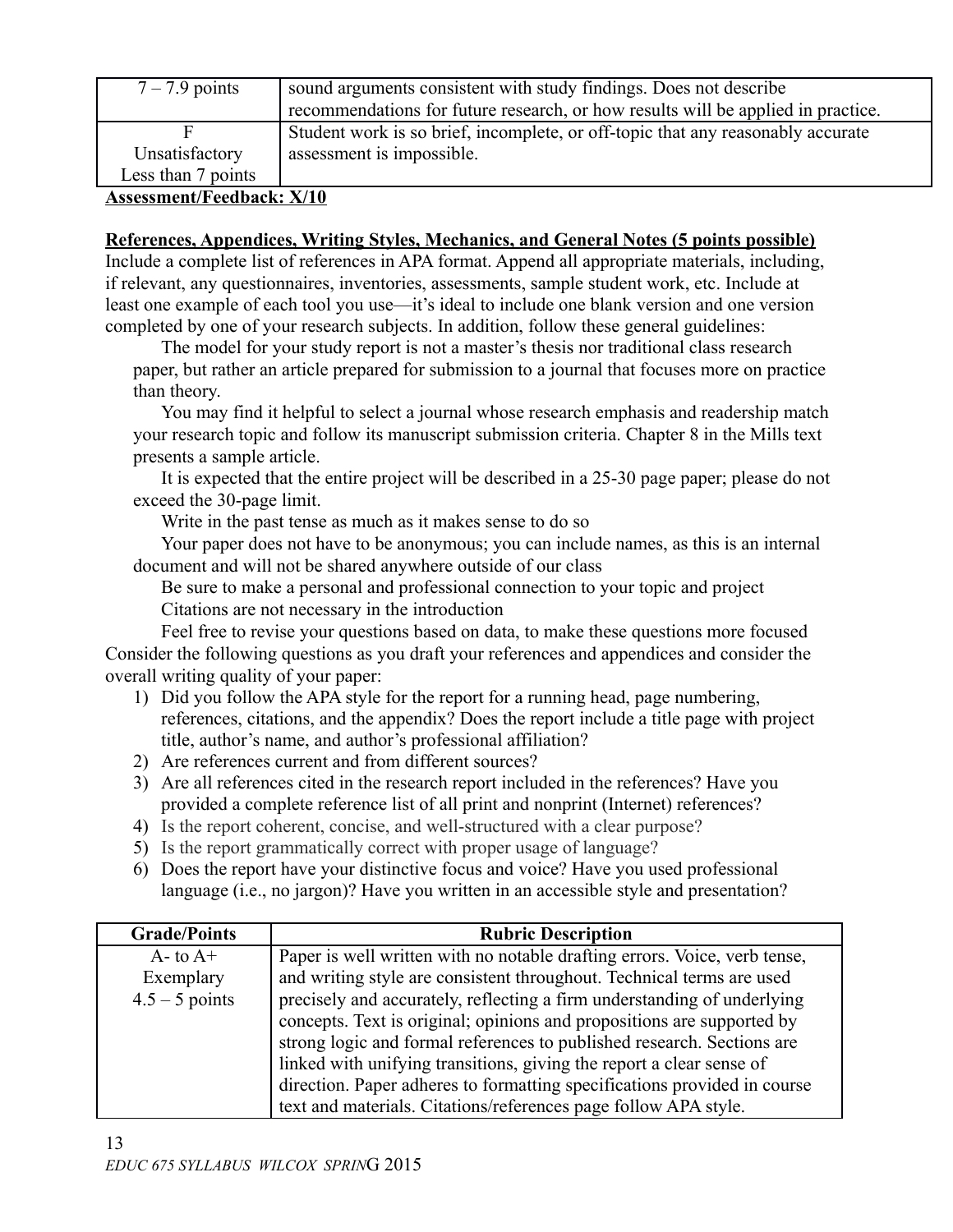| | |
|---|---|
| 7 – 7.9 points | sound arguments consistent with study findings. Does not describe recommendations for future research, or how results will be applied in practice. |
| F<br>Unsatisfactory<br>Less than 7 points | Student work is so brief, incomplete, or off-topic that any reasonably accurate assessment is impossible. |

**Assessment/Feedback: X/10**

**References, Appendices, Writing Styles, Mechanics, and General Notes (5 points possible)**

Include a complete list of references in APA format. Append all appropriate materials, including, if relevant, any questionnaires, inventories, assessments, sample student work, etc. Include at least one example of each tool you use—it's ideal to include one blank version and one version completed by one of your research subjects. In addition, follow these general guidelines:

- The model for your study report is not a master's thesis nor traditional class research paper, but rather an article prepared for submission to a journal that focuses more on practice than theory.
- You may find it helpful to select a journal whose research emphasis and readership match your research topic and follow its manuscript submission criteria. Chapter 8 in the Mills text presents a sample article.
- It is expected that the entire project will be described in a 25-30 page paper; please do not exceed the 30-page limit.
- Write in the past tense as much as it makes sense to do so
- Your paper does not have to be anonymous; you can include names, as this is an internal document and will not be shared anywhere outside of our class
- Be sure to make a personal and professional connection to your topic and project
- Citations are not necessary in the introduction
- Feel free to revise your questions based on data, to make these questions more focused

Consider the following questions as you draft your references and appendices and consider the overall writing quality of your paper:

1) Did you follow the APA style for the report for a running head, page numbering, references, citations, and the appendix? Does the report include a title page with project title, author's name, and author's professional affiliation?
2) Are references current and from different sources?
3) Are all references cited in the research report included in the references? Have you provided a complete reference list of all print and nonprint (Internet) references?
4) Is the report coherent, concise, and well-structured with a clear purpose?
5) Is the report grammatically correct with proper usage of language?
6) Does the report have your distinctive focus and voice? Have you used professional language (i.e., no jargon)? Have you written in an accessible style and presentation?

| Grade/Points | Rubric Description |
|---|---|
| A- to A+<br>Exemplary<br>4.5 – 5 points | Paper is well written with no notable drafting errors. Voice, verb tense, and writing style are consistent throughout. Technical terms are used precisely and accurately, reflecting a firm understanding of underlying concepts. Text is original; opinions and propositions are supported by strong logic and formal references to published research. Sections are linked with unifying transitions, giving the report a clear sense of direction. Paper adheres to formatting specifications provided in course text and materials. Citations/references page follow APA style. |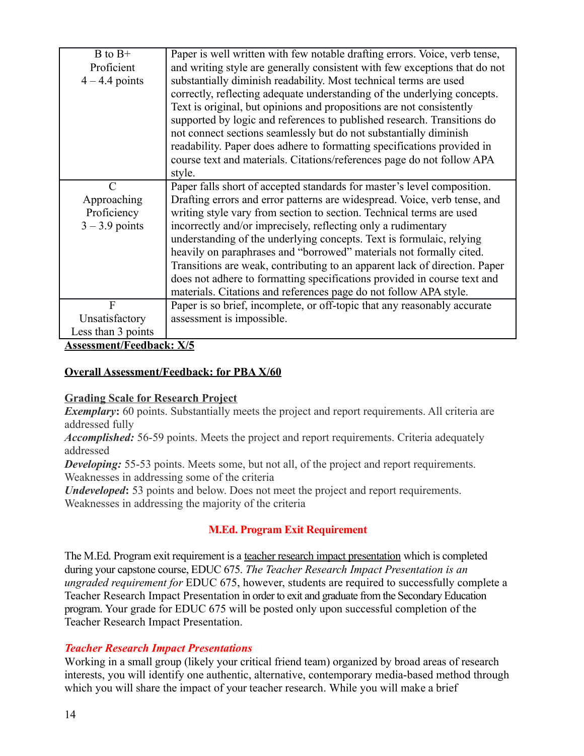| | |
|---|---|
| B to B+<br>Proficient<br>4 – 4.4 points | Paper is well written with few notable drafting errors. Voice, verb tense, and writing style are generally consistent with few exceptions that do not substantially diminish readability. Most technical terms are used correctly, reflecting adequate understanding of the underlying concepts. Text is original, but opinions and propositions are not consistently supported by logic and references to published research. Transitions do not connect sections seamlessly but do not substantially diminish readability. Paper does adhere to formatting specifications provided in course text and materials. Citations/references page do not follow APA style. |
| C<br>Approaching Proficiency<br>3 – 3.9 points | Paper falls short of accepted standards for master's level composition. Drafting errors and error patterns are widespread. Voice, verb tense, and writing style vary from section to section. Technical terms are used incorrectly and/or imprecisely, reflecting only a rudimentary understanding of the underlying concepts. Text is formulaic, relying heavily on paraphrases and "borrowed" materials not formally cited. Transitions are weak, contributing to an apparent lack of direction. Paper does not adhere to formatting specifications provided in course text and materials. Citations and references page do not follow APA style. |
| F<br>Unsatisfactory<br>Less than 3 points | Paper is so brief, incomplete, or off-topic that any reasonably accurate assessment is impossible. |

**Assessment/Feedback: X/5**

**Overall Assessment/Feedback: for PBA X/60**

**Grading Scale for Research Project**

***Exemplary*:** 60 points. Substantially meets the project and report requirements. All criteria are addressed fully

***Accomplished:*** 56-59 points. Meets the project and report requirements. Criteria adequately addressed

***Developing:*** 55-53 points. Meets some, but not all, of the project and report requirements. Weaknesses in addressing some of the criteria

***Undeveloped*:** 53 points and below. Does not meet the project and report requirements. Weaknesses in addressing the majority of the criteria

## M.Ed. Program Exit Requirement

The M.Ed. Program exit requirement is a teacher research impact presentation which is completed during your capstone course, EDUC 675. *The Teacher Research Impact Presentation is an ungraded requirement for* EDUC 675, however, students are required to successfully complete a Teacher Research Impact Presentation in order to exit and graduate from the Secondary Education program. Your grade for EDUC 675 will be posted only upon successful completion of the Teacher Research Impact Presentation.

### *Teacher Research Impact Presentations*

Working in a small group (likely your critical friend team) organized by broad areas of research interests, you will identify one authentic, alternative, contemporary media-based method through which you will share the impact of your teacher research. While you will make a brief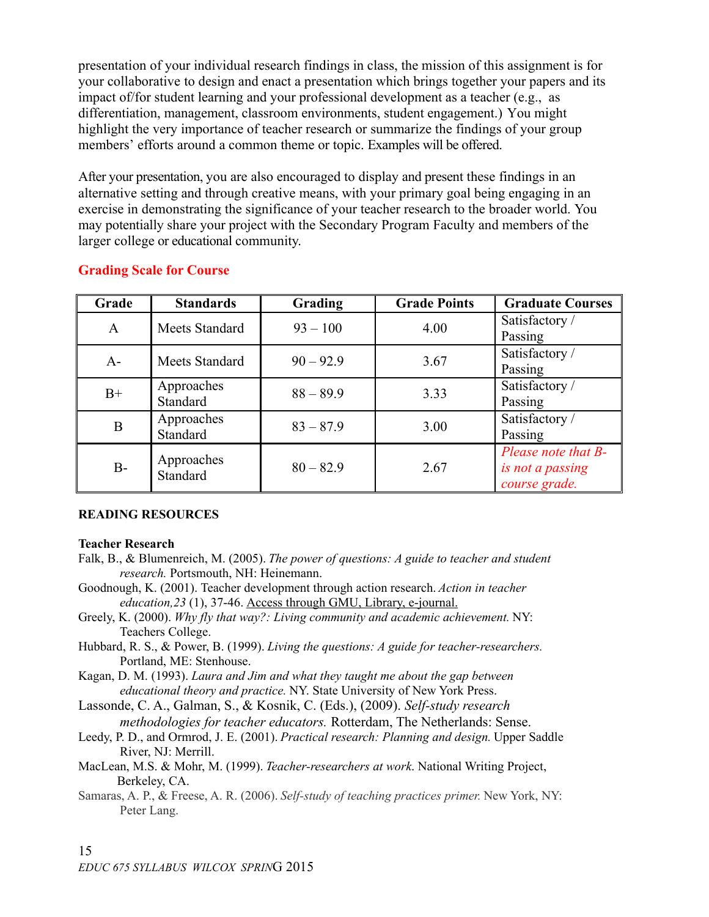presentation of your individual research findings in class, the mission of this assignment is for your collaborative to design and enact a presentation which brings together your papers and its impact of/for student learning and your professional development as a teacher (e.g., as differentiation, management, classroom environments, student engagement.) You might highlight the very importance of teacher research or summarize the findings of your group members' efforts around a common theme or topic. Examples will be offered.

After your presentation, you are also encouraged to display and present these findings in an alternative setting and through creative means, with your primary goal being engaging in an exercise in demonstrating the significance of your teacher research to the broader world. You may potentially share your project with the Secondary Program Faculty and members of the larger college or educational community.

## Grading Scale for Course

| Grade | Standards | Grading | Grade Points | Graduate Courses |
|---|---|---|---|---|
| A | Meets Standard | 93 – 100 | 4.00 | Satisfactory / Passing |
| A- | Meets Standard | 90 – 92.9 | 3.67 | Satisfactory / Passing |
| B+ | Approaches Standard | 88 – 89.9 | 3.33 | Satisfactory / Passing |
| B | Approaches Standard | 83 – 87.9 | 3.00 | Satisfactory / Passing |
| B- | Approaches Standard | 80 – 82.9 | 2.67 | *Please note that B- is not a passing course grade.* |

**READING RESOURCES**

**Teacher Research**

Falk, B., & Blumenreich, M. (2005). *The power of questions: A guide to teacher and student research.* Portsmouth, NH: Heinemann.

Goodnough, K. (2001). Teacher development through action research. *Action in teacher education,23* (1), 37-46. Access through GMU, Library, e-journal.

Greely, K. (2000). *Why fly that way?: Living community and academic achievement.* NY: Teachers College.

Hubbard, R. S., & Power, B. (1999). *Living the questions: A guide for teacher-researchers.* Portland, ME: Stenhouse.

Kagan, D. M. (1993). *Laura and Jim and what they taught me about the gap between educational theory and practice.* NY. State University of New York Press.

Lassonde, C. A., Galman, S., & Kosnik, C. (Eds.), (2009). *Self-study research methodologies for teacher educators.* Rotterdam, The Netherlands: Sense.

Leedy, P. D., and Ormrod, J. E. (2001). *Practical research: Planning and design.* Upper Saddle River, NJ: Merrill.

MacLean, M.S. & Mohr, M. (1999). *Teacher-researchers at work*. National Writing Project, Berkeley, CA.

Samaras, A. P., & Freese, A. R. (2006). *Self-study of teaching practices primer.* New York, NY: Peter Lang.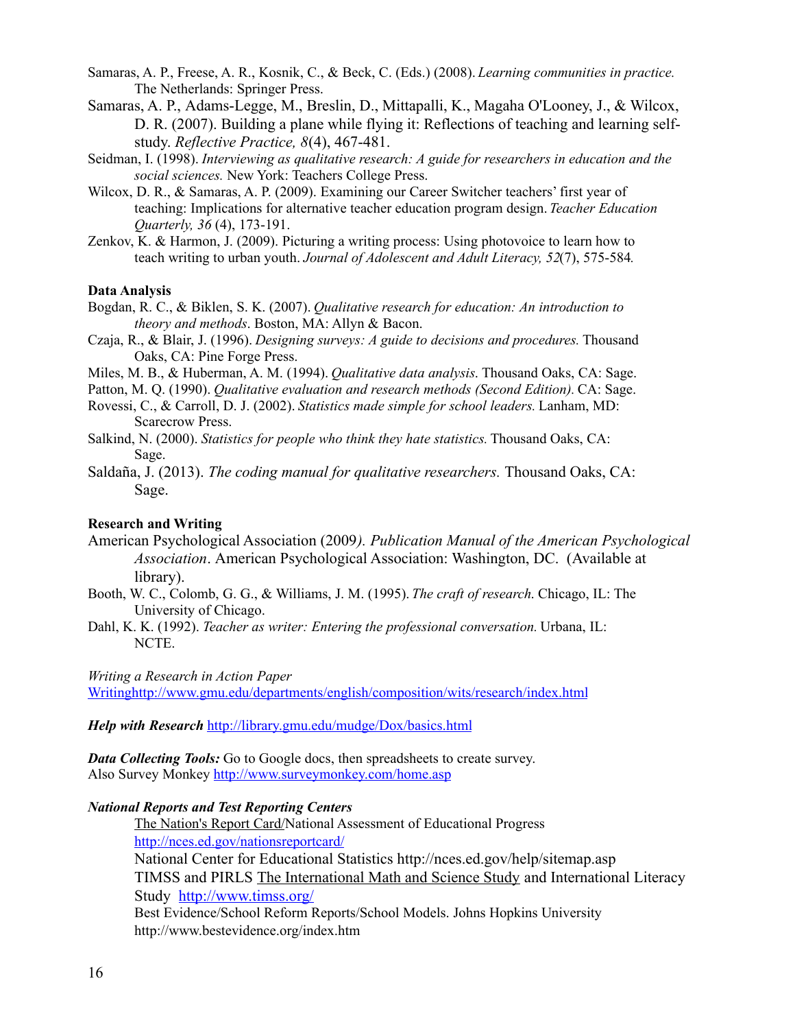Samaras, A. P., Freese, A. R., Kosnik, C., & Beck, C. (Eds.) (2008). *Learning communities in practice.* The Netherlands: Springer Press.

Samaras, A. P., Adams-Legge, M., Breslin, D., Mittapalli, K., Magaha O'Looney, J., & Wilcox, D. R. (2007). Building a plane while flying it: Reflections of teaching and learning self-study. *Reflective Practice, 8*(4), 467-481.

Seidman, I. (1998). *Interviewing as qualitative research: A guide for researchers in education and the social sciences.* New York: Teachers College Press.

Wilcox, D. R., & Samaras, A. P. (2009). Examining our Career Switcher teachers' first year of teaching: Implications for alternative teacher education program design. *Teacher Education Quarterly, 36* (4), 173-191.

Zenkov, K. & Harmon, J. (2009). Picturing a writing process: Using photovoice to learn how to teach writing to urban youth. *Journal of Adolescent and Adult Literacy, 52*(7), 575-584*.*

**Data Analysis**

Bogdan, R. C., & Biklen, S. K. (2007). *Qualitative research for education: An introduction to theory and methods*. Boston, MA: Allyn & Bacon.

Czaja, R., & Blair, J. (1996). *Designing surveys: A guide to decisions and procedures.* Thousand Oaks, CA: Pine Forge Press.

Miles, M. B., & Huberman, A. M. (1994). *Qualitative data analysis*. Thousand Oaks, CA: Sage.

Patton, M. Q. (1990). *Qualitative evaluation and research methods (Second Edition).* CA: Sage.

Rovessi, C., & Carroll, D. J. (2002). *Statistics made simple for school leaders.* Lanham, MD: Scarecrow Press.

Salkind, N. (2000). *Statistics for people who think they hate statistics.* Thousand Oaks, CA: Sage.

Saldaña, J. (2013). *The coding manual for qualitative researchers.* Thousand Oaks, CA: Sage.

**Research and Writing**

American Psychological Association (2009*). Publication Manual of the American Psychological Association*. American Psychological Association: Washington, DC. (Available at library).

Booth, W. C., Colomb, G. G., & Williams, J. M. (1995). *The craft of research.* Chicago, IL: The University of Chicago.

Dahl, K. K. (1992). *Teacher as writer: Entering the professional conversation.* Urbana, IL: NCTE.

*Writing a Research in Action Paper*
Writinghttp://www.gmu.edu/departments/english/composition/wits/research/index.html

***Help with Research*** http://library.gmu.edu/mudge/Dox/basics.html

***Data Collecting Tools:*** Go to Google docs, then spreadsheets to create survey.
Also Survey Monkey http://www.surveymonkey.com/home.asp

***National Reports and Test Reporting Centers***

The Nation's Report Card/National Assessment of Educational Progress
http://nces.ed.gov/nationsreportcard/

National Center for Educational Statistics http://nces.ed.gov/help/sitemap.asp

TIMSS and PIRLS The International Math and Science Study and International Literacy Study http://www.timss.org/

Best Evidence/School Reform Reports/School Models. Johns Hopkins University
http://www.bestevidence.org/index.htm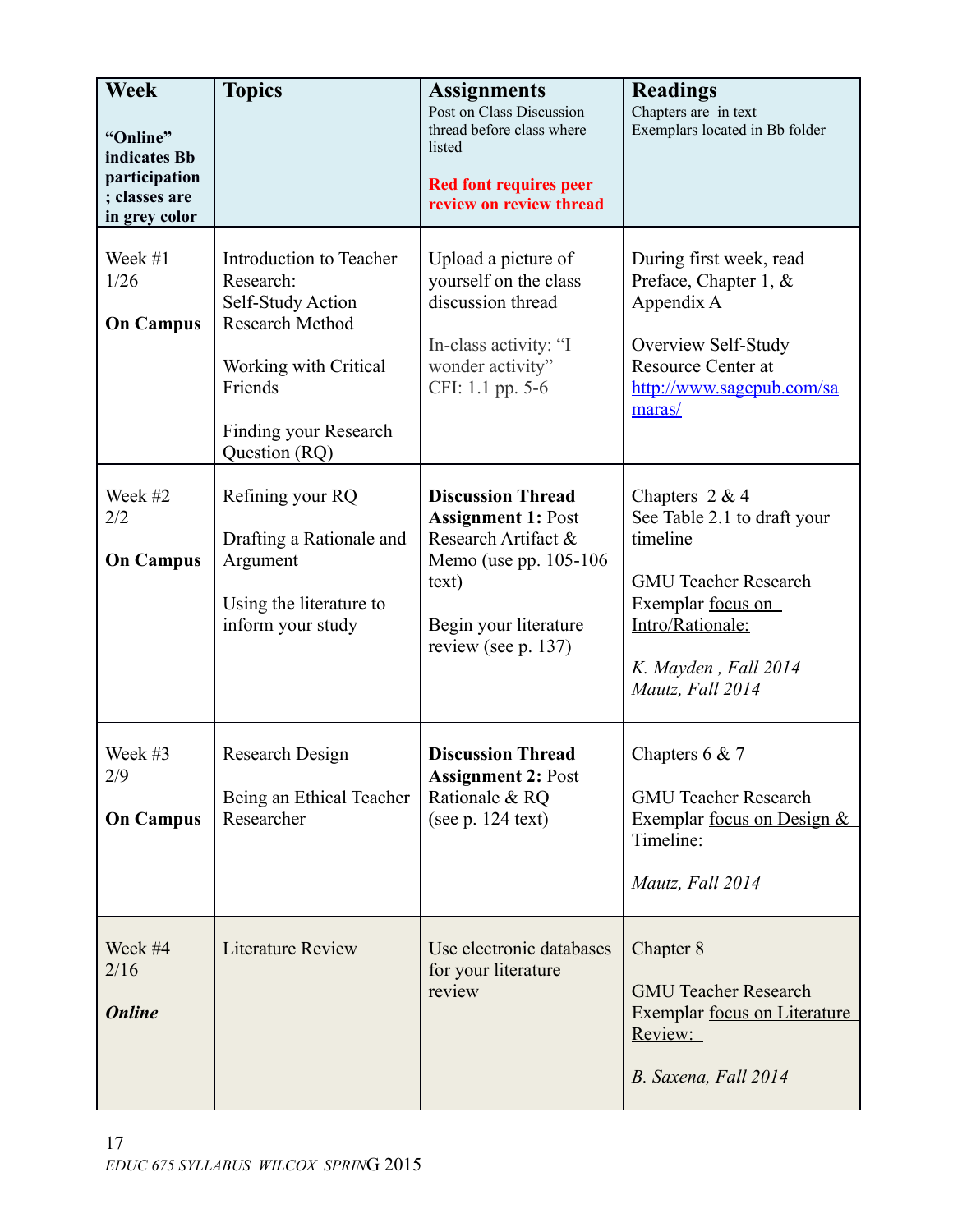| **Week**<br><br>**"Online" indicates Bb participation; classes are in grey color** | **Topics** | **Assignments**<br>Post on Class Discussion thread before class where listed<br><br>**Red font requires peer review on review thread** | **Readings**<br>Chapters are in text<br>Exemplars located in Bb folder |
| --- | --- | --- | --- |
| Week #1<br>1/26<br><br>**On Campus** | Introduction to Teacher Research:<br>Self-Study Action Research Method<br><br>Working with Critical Friends<br><br>Finding your Research Question (RQ) | Upload a picture of yourself on the class discussion thread<br><br>In-class activity: "I wonder activity"<br>CFI: 1.1 pp. 5-6 | During first week, read Preface, Chapter 1, & Appendix A<br><br>Overview Self-Study Resource Center at http://www.sagepub.com/samaras/ |
| Week #2<br>2/2<br><br>**On Campus** | Refining your RQ<br><br>Drafting a Rationale and Argument<br><br>Using the literature to inform your study | **Discussion Thread Assignment 1:** Post Research Artifact & Memo (use pp. 105-106 text)<br><br>Begin your literature review (see p. 137) | Chapters 2 & 4<br>See Table 2.1 to draft your timeline<br><br>GMU Teacher Research Exemplar focus on Intro/Rationale:<br><br>*K. Mayden , Fall 2014*<br>*Mautz, Fall 2014* |
| Week #3<br>2/9<br><br>**On Campus** | Research Design<br><br>Being an Ethical Teacher Researcher | **Discussion Thread Assignment 2:** Post Rationale & RQ<br>(see p. 124 text) | Chapters 6 & 7<br><br>GMU Teacher Research Exemplar focus on Design & Timeline:<br><br>*Mautz, Fall 2014* |
| Week #4<br>2/16<br><br>***Online*** | Literature Review | Use electronic databases for your literature review | Chapter 8<br><br>GMU Teacher Research Exemplar focus on Literature Review:<br><br>*B. Saxena, Fall 2014* |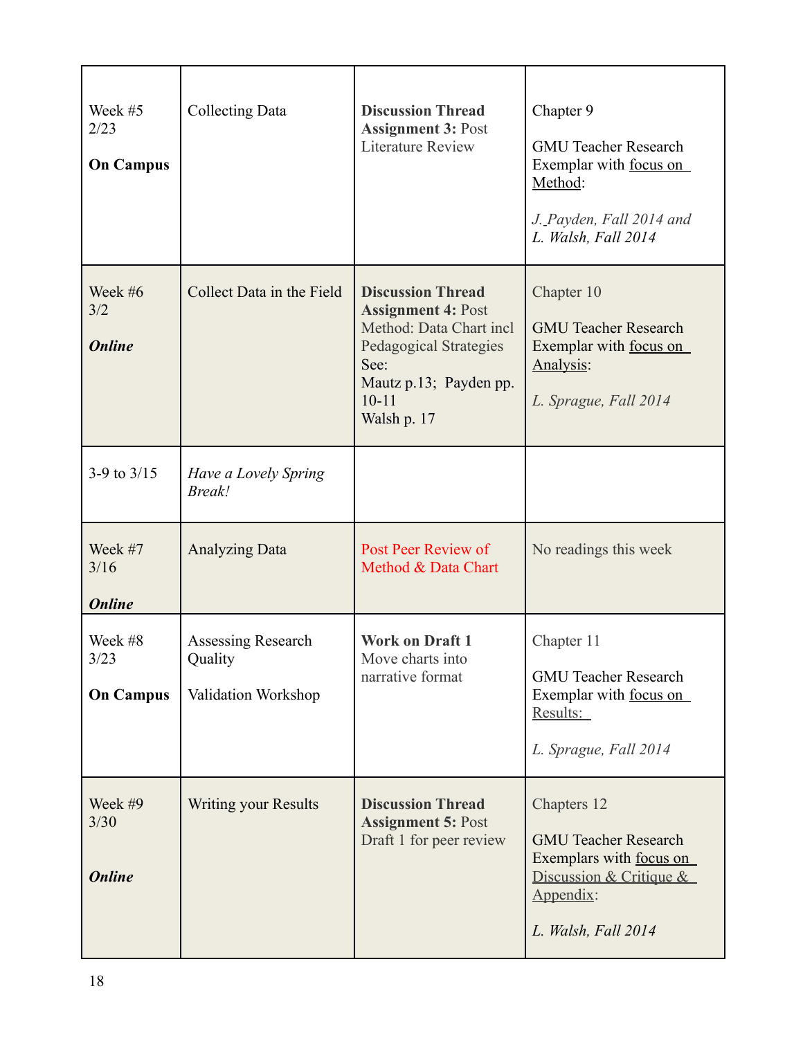| | | | |
|---|---|---|---|
| Week #5<br>2/23<br><br>**On Campus** | Collecting Data | **Discussion Thread Assignment 3:** Post Literature Review | Chapter 9<br><br>GMU Teacher Research Exemplar with focus on Method:<br><br>*J. Payden, Fall 2014 and L. Walsh, Fall 2014* |
| Week #6<br>3/2<br><br>***Online*** | Collect Data in the Field | **Discussion Thread Assignment 4:** Post Method: Data Chart incl Pedagogical Strategies See:<br>Mautz p.13; Payden pp. 10-11<br>Walsh p. 17 | Chapter 10<br><br>GMU Teacher Research Exemplar with focus on Analysis:<br><br>*L. Sprague, Fall 2014* |
| 3-9 to 3/15 | *Have a Lovely Spring Break!* | | |
| Week #7<br>3/16<br><br>***Online*** | Analyzing Data | Post Peer Review of Method & Data Chart | No readings this week |
| Week #8<br>3/23<br><br>**On Campus** | Assessing Research Quality<br><br>Validation Workshop | **Work on Draft 1** Move charts into narrative format | Chapter 11<br><br>GMU Teacher Research Exemplar with focus on Results:<br><br>*L. Sprague, Fall 2014* |
| Week #9<br>3/30<br><br>***Online*** | Writing your Results | **Discussion Thread Assignment 5:** Post Draft 1 for peer review | Chapters 12<br><br>GMU Teacher Research Exemplars with focus on Discussion & Critique & Appendix:<br><br>*L. Walsh, Fall 2014* |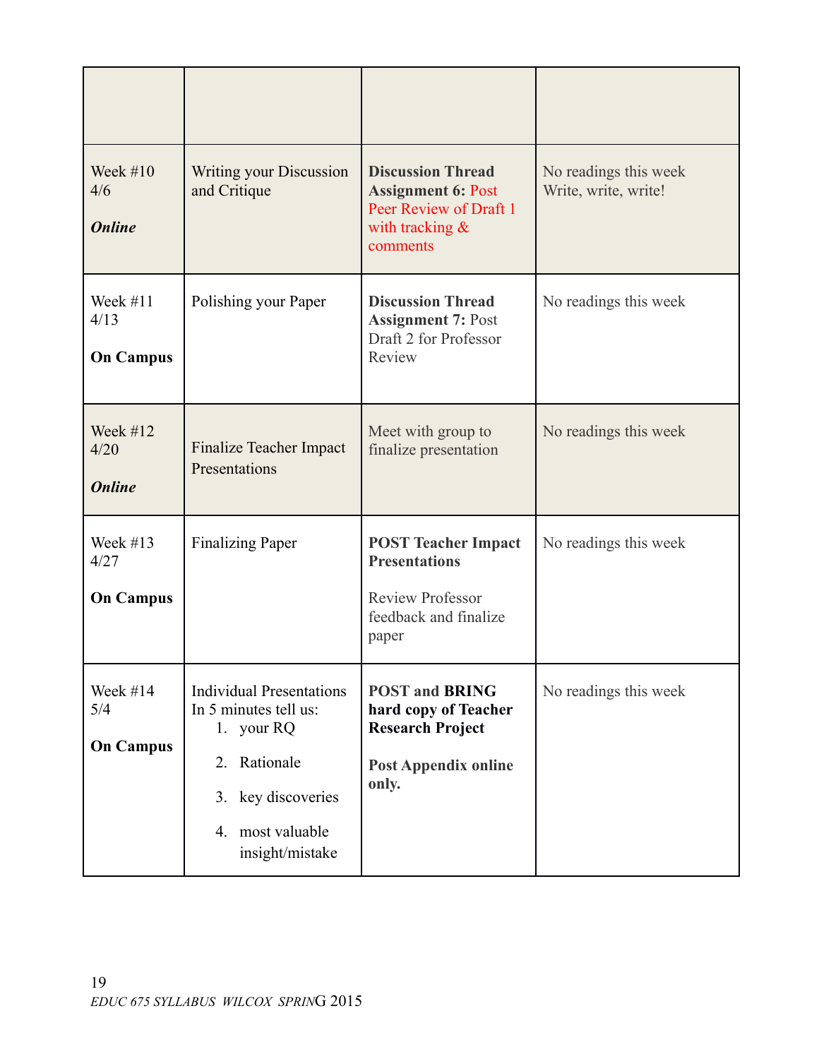| | | | |
|---|---|---|---|
| Week #10<br>4/6<br><br>***Online*** | Writing your Discussion and Critique | **Discussion Thread Assignment 6:** Post Peer Review of Draft 1 with tracking & comments | No readings this week<br>Write, write, write! |
| Week #11<br>4/13<br><br>**On Campus** | Polishing your Paper | **Discussion Thread Assignment 7:** Post Draft 2 for Professor Review | No readings this week |
| Week #12<br>4/20<br><br>***Online*** | Finalize Teacher Impact Presentations | Meet with group to finalize presentation | No readings this week |
| Week #13<br>4/27<br><br>**On Campus** | Finalizing Paper | **POST Teacher Impact Presentations**<br><br>Review Professor feedback and finalize paper | No readings this week |
| Week #14<br>5/4<br><br>**On Campus** | Individual Presentations<br>In 5 minutes tell us:<br>1. your RQ<br>2. Rationale<br>3. key discoveries<br>4. most valuable insight/mistake | **POST and BRING hard copy of Teacher Research Project**<br><br>**Post Appendix online only.** | No readings this week |